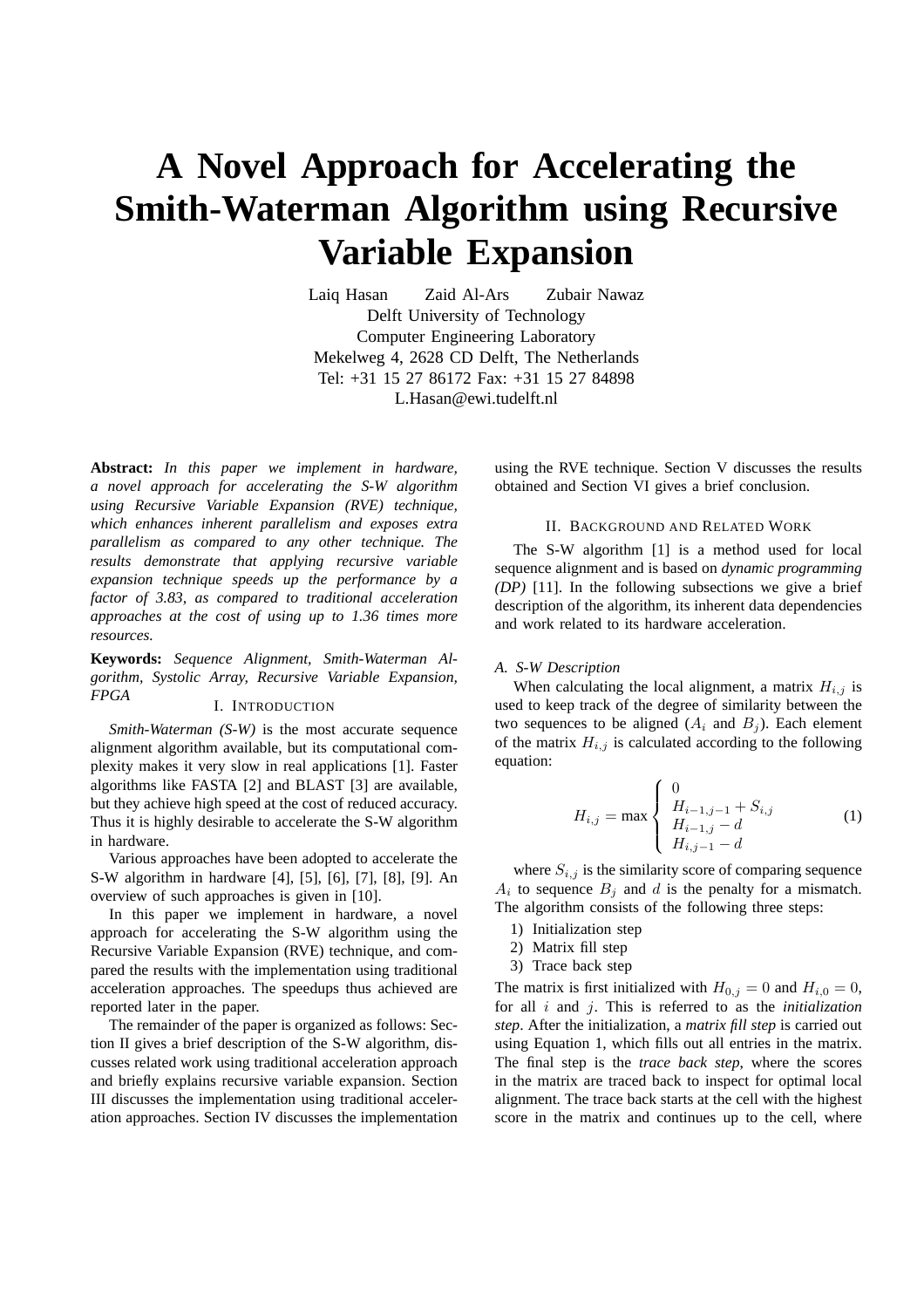# A Novel Approach for Accelerating the Smith-Waterman Algorithm using Recursive Variable Expansion

Laiq Hasan Zaid Al-Ars Zubair Nawaz
Delft University of Technology
Computer Engineering Laboratory
Mekelweg 4, 2628 CD Delft, The Netherlands
Tel: +31 15 27 86172 Fax: +31 15 27 84898
L.Hasan@ewi.tudelft.nl

**Abstract:** *In this paper we implement in hardware, a novel approach for accelerating the S-W algorithm using Recursive Variable Expansion (RVE) technique, which enhances inherent parallelism and exposes extra parallelism as compared to any other technique. The results demonstrate that applying recursive variable expansion technique speeds up the performance by a factor of 3.83, as compared to traditional acceleration approaches at the cost of using up to 1.36 times more resources.*

**Keywords:** *Sequence Alignment, Smith-Waterman Algorithm, Systolic Array, Recursive Variable Expansion, FPGA*

## I. Introduction

*Smith-Waterman (S-W)* is the most accurate sequence alignment algorithm available, but its computational complexity makes it very slow in real applications [1]. Faster algorithms like FASTA [2] and BLAST [3] are available, but they achieve high speed at the cost of reduced accuracy. Thus it is highly desirable to accelerate the S-W algorithm in hardware.

Various approaches have been adopted to accelerate the S-W algorithm in hardware [4], [5], [6], [7], [8], [9]. An overview of such approaches is given in [10].

In this paper we implement in hardware, a novel approach for accelerating the S-W algorithm using the Recursive Variable Expansion (RVE) technique, and compared the results with the implementation using traditional acceleration approaches. The speedups thus achieved are reported later in the paper.

The remainder of the paper is organized as follows: Section II gives a brief description of the S-W algorithm, discusses related work using traditional acceleration approach and briefly explains recursive variable expansion. Section III discusses the implementation using traditional acceleration approaches. Section IV discusses the implementation using the RVE technique. Section V discusses the results obtained and Section VI gives a brief conclusion.

## II. Background and Related Work

The S-W algorithm [1] is a method used for local sequence alignment and is based on *dynamic programming (DP)* [11]. In the following subsections we give a brief description of the algorithm, its inherent data dependencies and work related to its hardware acceleration.

### A. S-W Description

When calculating the local alignment, a matrix $H_{i,j}$ is used to keep track of the degree of similarity between the two sequences to be aligned ($A_i$ and $B_j$). Each element of the matrix $H_{i,j}$ is calculated according to the following equation:

$$H_{i,j} = \max \begin{cases} 0 \\ H_{i-1,j-1} + S_{i,j} \\ H_{i-1,j} - d \\ H_{i,j-1} - d \end{cases} \quad (1)$$

where $S_{i,j}$ is the similarity score of comparing sequence $A_i$ to sequence $B_j$ and $d$ is the penalty for a mismatch. The algorithm consists of the following three steps:

1) Initialization step
2) Matrix fill step
3) Trace back step

The matrix is first initialized with $H_{0,j} = 0$ and $H_{i,0} = 0$, for all $i$ and $j$. This is referred to as the *initialization step*. After the initialization, a *matrix fill step* is carried out using Equation 1, which fills out all entries in the matrix. The final step is the *trace back step,* where the scores in the matrix are traced back to inspect for optimal local alignment. The trace back starts at the cell with the highest score in the matrix and continues up to the cell, where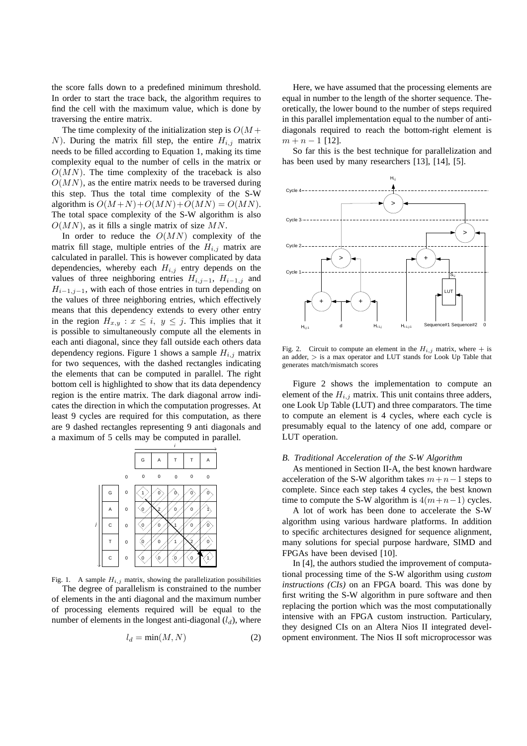the score falls down to a predefined minimum threshold. In order to start the trace back, the algorithm requires to find the cell with the maximum value, which is done by traversing the entire matrix.

The time complexity of the initialization step is $O(M+N)$. During the matrix fill step, the entire $H_{i,j}$ matrix needs to be filled according to Equation 1, making its time complexity equal to the number of cells in the matrix or $O(MN)$. The time complexity of the traceback is also $O(MN)$, as the entire matrix needs to be traversed during this step. Thus the total time complexity of the S-W algorithm is $O(M+N)+O(MN)+O(MN) = O(MN)$. The total space complexity of the S-W algorithm is also $O(MN)$, as it fills a single matrix of size $MN$.

In order to reduce the $O(MN)$ complexity of the matrix fill stage, multiple entries of the $H_{i,j}$ matrix are calculated in parallel. This is however complicated by data dependencies, whereby each $H_{i,j}$ entry depends on the values of three neighboring entries $H_{i,j-1}$, $H_{i-1,j}$ and $H_{i-1,j-1}$, with each of those entries in turn depending on the values of three neighboring entries, which effectively means that this dependency extends to every other entry in the region $H_{x,y} : x \leq i,\ y \leq j$. This implies that it is possible to simultaneously compute all the elements in each anti diagonal, since they fall outside each others data dependency regions. Figure 1 shows a sample $H_{i,j}$ matrix for two sequences, with the dashed rectangles indicating the elements that can be computed in parallel. The right bottom cell is highlighted to show that its data dependency region is the entire matrix. The dark diagonal arrow indicates the direction in which the computation progresses. At least 9 cycles are required for this computation, as there are 9 dashed rectangles representing 9 anti diagonals and a maximum of 5 cells may be computed in parallel.

|   |   |   | G | A | T | T | A |
|---|---|---|---|---|---|---|---|
|   |   | 0 | 0 | 0 | 0 | 0 | 0 |
|   | G | 0 | 1 | 0 | 0 | 0 | 0 |
|   | A | 0 | 0 | 2 | 0 | 0 | 1 |
| j | C | 0 | 0 | 0 | 1 | 0 | 0 |
|   | T | 0 | 0 | 0 | 1 | 2 | 0 |
|   | C | 0 | 0 | 0 | 0 | 0 | 1 |

Fig. 1. A sample $H_{i,j}$ matrix, showing the parallelization possibilities

The degree of parallelism is constrained to the number of elements in the anti diagonal and the maximum number of processing elements required will be equal to the number of elements in the longest anti-diagonal ($l_d$), where

$$l_d = \min(M, N) \tag{2}$$

Here, we have assumed that the processing elements are equal in number to the length of the shorter sequence. Theoretically, the lower bound to the number of steps required in this parallel implementation equal to the number of anti-diagonals required to reach the bottom-right element is $m+n-1$ [12].

So far this is the best technique for parallelization and has been used by many researchers [13], [14], [5].

Fig. 2. Circuit to compute an element in the $H_{i,j}$ matrix, where $+$ is an adder, $>$ is a max operator and LUT stands for Look Up Table that generates match/mismatch scores

Figure 2 shows the implementation to compute an element of the $H_{i,j}$ matrix. This unit contains three adders, one Look Up Table (LUT) and three comparators. The time to compute an element is 4 cycles, where each cycle is presumably equal to the latency of one add, compare or LUT operation.

### B. Traditional Acceleration of the S-W Algorithm

As mentioned in Section II-A, the best known hardware acceleration of the S-W algorithm takes $m+n-1$ steps to complete. Since each step takes 4 cycles, the best known time to compute the S-W algorithm is $4(m+n-1)$ cycles.

A lot of work has been done to accelerate the S-W algorithm using various hardware platforms. In addition to specific architectures designed for sequence alignment, many solutions for special purpose hardware, SIMD and FPGAs have been devised [10].

In [4], the authors studied the improvement of computational processing time of the S-W algorithm using *custom instructions (CIs)* on an FPGA board. This was done by first writing the S-W algorithm in pure software and then replacing the portion which was the most computationally intensive with an FPGA custom instruction. Particulary, they designed CIs on an Altera Nios II integrated development environment. The Nios II soft microprocessor was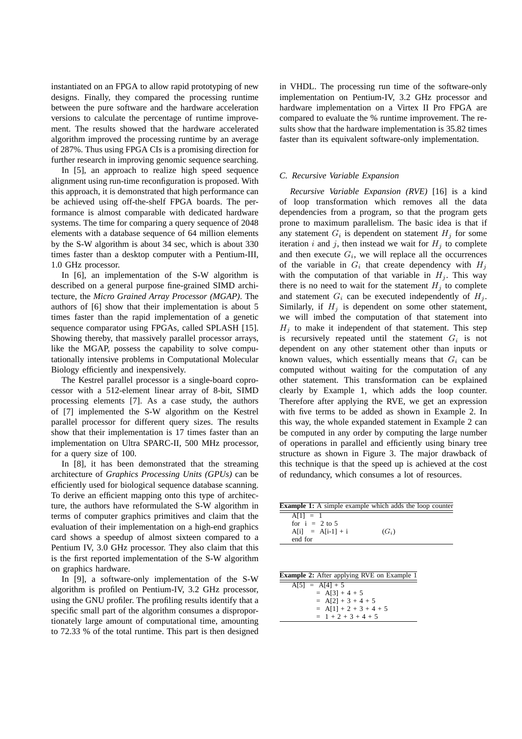instantiated on an FPGA to allow rapid prototyping of new designs. Finally, they compared the processing runtime between the pure software and the hardware acceleration versions to calculate the percentage of runtime improvement. The results showed that the hardware accelerated algorithm improved the processing runtime by an average of 287%. Thus using FPGA CIs is a promising direction for further research in improving genomic sequence searching.

In [5], an approach to realize high speed sequence alignment using run-time reconfiguration is proposed. With this approach, it is demonstrated that high performance can be achieved using off-the-shelf FPGA boards. The performance is almost comparable with dedicated hardware systems. The time for comparing a query sequence of 2048 elements with a database sequence of 64 million elements by the S-W algorithm is about 34 sec, which is about 330 times faster than a desktop computer with a Pentium-III, 1.0 GHz processor.

In [6], an implementation of the S-W algorithm is described on a general purpose fine-grained SIMD architecture, the *Micro Grained Array Processor (MGAP)*. The authors of [6] show that their implementation is about 5 times faster than the rapid implementation of a genetic sequence comparator using FPGAs, called SPLASH [15]. Showing thereby, that massively parallel processor arrays, like the MGAP, possess the capability to solve computationally intensive problems in Computational Molecular Biology efficiently and inexpensively.

The Kestrel parallel processor is a single-board coprocessor with a 512-element linear array of 8-bit, SIMD processing elements [7]. As a case study, the authors of [7] implemented the S-W algorithm on the Kestrel parallel processor for different query sizes. The results show that their implementation is 17 times faster than an implementation on Ultra SPARC-II, 500 MHz processor, for a query size of 100.

In [8], it has been demonstrated that the streaming architecture of *Graphics Processing Units (GPUs)* can be efficiently used for biological sequence database scanning. To derive an efficient mapping onto this type of architecture, the authors have reformulated the S-W algorithm in terms of computer graphics primitives and claim that the evaluation of their implementation on a high-end graphics card shows a speedup of almost sixteen compared to a Pentium IV, 3.0 GHz processor. They also claim that this is the first reported implementation of the S-W algorithm on graphics hardware.

In [9], a software-only implementation of the S-W algorithm is profiled on Pentium-IV, 3.2 GHz processor, using the GNU profiler. The profiling results identify that a specific small part of the algorithm consumes a disproportionately large amount of computational time, amounting to 72.33 % of the total runtime. This part is then designed in VHDL. The processing run time of the software-only implementation on Pentium-IV, 3.2 GHz processor and hardware implementation on a Virtex II Pro FPGA are compared to evaluate the % runtime improvement. The results show that the hardware implementation is 35.82 times faster than its equivalent software-only implementation.

### C. Recursive Variable Expansion

*Recursive Variable Expansion (RVE)* [16] is a kind of loop transformation which removes all the data dependencies from a program, so that the program gets prone to maximum parallelism. The basic idea is that if any statement $G_i$ is dependent on statement $H_j$ for some iteration $i$ and $j$, then instead we wait for $H_j$ to complete and then execute $G_i$, we will replace all the occurrences of the variable in $G_i$ that create dependency with $H_j$ with the computation of that variable in $H_j$. This way there is no need to wait for the statement $H_j$ to complete and statement $G_i$ can be executed independently of $H_j$. Similarly, if $H_j$ is dependent on some other statement, we will imbed the computation of that statement into $H_j$ to make it independent of that statement. This step is recursively repeated until the statement $G_i$ is not dependent on any other statement other than inputs or known values, which essentially means that $G_i$ can be computed without waiting for the computation of any other statement. This transformation can be explained clearly by Example 1, which adds the loop counter. Therefore after applying the RVE, we get an expression with five terms to be added as shown in Example 2. In this way, the whole expanded statement in Example 2 can be computed in any order by computing the large number of operations in parallel and efficiently using binary tree structure as shown in Figure 3. The major drawback of this technique is that the speed up is achieved at the cost of redundancy, which consumes a lot of resources.

**Example 1:** A simple example which adds the loop counter

```
A[1]  =  1
for  i  =  2 to 5
A[i]  =  A[i-1] + i            (G_i)
end for
```

**Example 2:** After applying RVE on Example 1

```
A[5]  =  A[4] + 5
      =  A[3] + 4 + 5
      =  A[2] + 3 + 4 + 5
      =  A[1] + 2 + 3 + 4 + 5
      =  1 + 2 + 3 + 4 + 5
```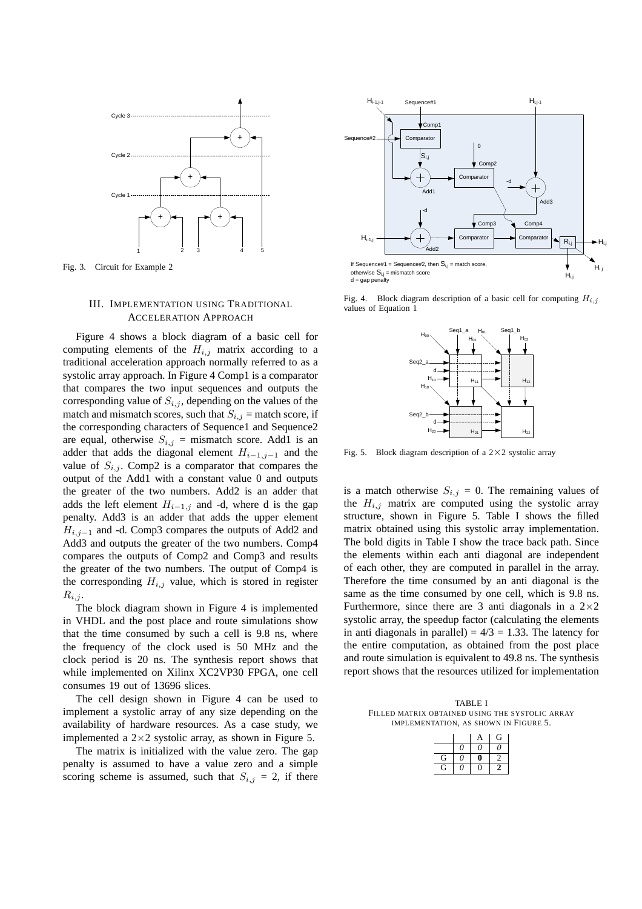Fig. 3. Circuit for Example 2

## III. Implementation using Traditional Acceleration Approach

Figure 4 shows a block diagram of a basic cell for computing elements of the $H_{i,j}$ matrix according to a traditional acceleration approach normally referred to as a systolic array approach. In Figure 4 Comp1 is a comparator that compares the two input sequences and outputs the corresponding value of $S_{i,j}$, depending on the values of the match and mismatch scores, such that $S_{i,j}$ = match score, if the corresponding characters of Sequence1 and Sequence2 are equal, otherwise $S_{i,j}$ = mismatch score. Add1 is an adder that adds the diagonal element $H_{i-1,j-1}$ and the value of $S_{i,j}$. Comp2 is a comparator that compares the output of the Add1 with a constant value 0 and outputs the greater of the two numbers. Add2 is an adder that adds the left element $H_{i-1,j}$ and -d, where d is the gap penalty. Add3 is an adder that adds the upper element $H_{i,j-1}$ and -d. Comp3 compares the outputs of Add2 and Add3 and outputs the greater of the two numbers. Comp4 compares the outputs of Comp2 and Comp3 and results the greater of the two numbers. The output of Comp4 is the corresponding $H_{i,j}$ value, which is stored in register $R_{i,j}$.

The block diagram shown in Figure 4 is implemented in VHDL and the post place and route simulations show that the time consumed by such a cell is 9.8 ns, where the frequency of the clock used is 50 MHz and the clock period is 20 ns. The synthesis report shows that while implemented on Xilinx XC2VP30 FPGA, one cell consumes 19 out of 13696 slices.

The cell design shown in Figure 4 can be used to implement a systolic array of any size depending on the availability of hardware resources. As a case study, we implemented a 2×2 systolic array, as shown in Figure 5.

The matrix is initialized with the value zero. The gap penalty is assumed to have a value zero and a simple scoring scheme is assumed, such that $S_{i,j}$ = 2, if there is a match otherwise $S_{i,j}$ = 0. The remaining values of the $H_{i,j}$ matrix are computed using the systolic array structure, shown in Figure 5. Table I shows the filled matrix obtained using this systolic array implementation. The bold digits in Table I show the trace back path. Since the elements within each anti diagonal are independent of each other, they are computed in parallel in the array. Therefore the time consumed by an anti diagonal is the same as the time consumed by one cell, which is 9.8 ns. Furthermore, since there are 3 anti diagonals in a 2×2 systolic array, the speedup factor (calculating the elements in anti diagonals in parallel) = 4/3 = 1.33. The latency for the entire computation, as obtained from the post place and route simulation is equivalent to 49.8 ns. The synthesis report shows that the resources utilized for implementation

Fig. 4. Block diagram description of a basic cell for computing $H_{i,j}$ values of Equation 1

Fig. 5. Block diagram description of a 2×2 systolic array

TABLE I
Filled matrix obtained using the systolic array implementation, as shown in Figure 5.

| | | A | G |
|---|---|---|---|
| | *0* | *0* | *0* |
| G | *0* | **0** | 2 |
| G | *0* | 0 | **2** |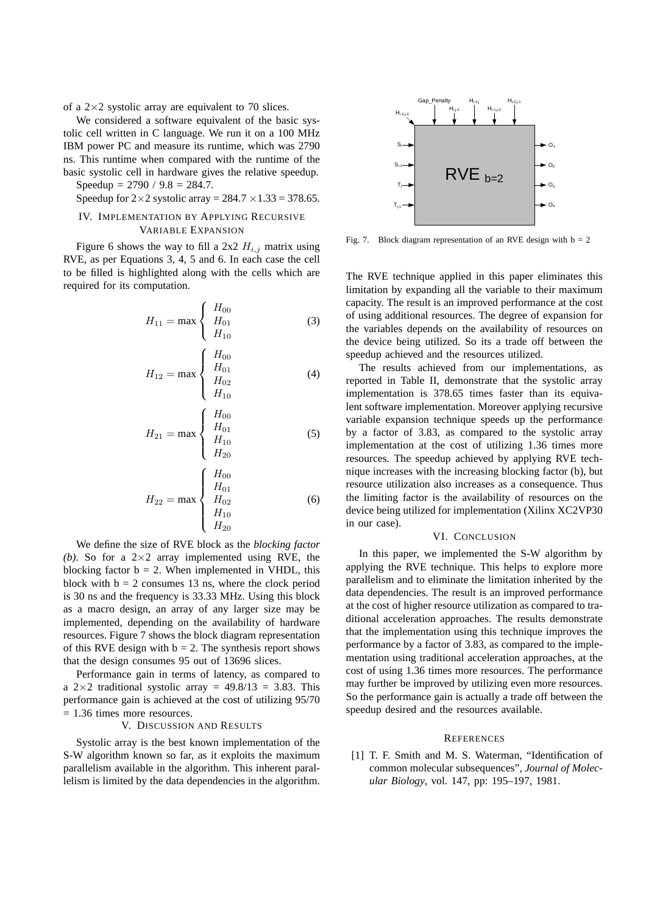of a 2×2 systolic array are equivalent to 70 slices.

We considered a software equivalent of the basic systolic cell written in C language. We run it on a 100 MHz IBM power PC and measure its runtime, which was 2790 ns. This runtime when compared with the runtime of the basic systolic cell in hardware gives the relative speedup.

Speedup = 2790 / 9.8 = 284.7.

Speedup for 2×2 systolic array = 284.7 ×1.33 = 378.65.

## IV. Implementation by Applying Recursive Variable Expansion

Figure 6 shows the way to fill a 2x2 $H_{i,j}$ matrix using RVE, as per Equations 3, 4, 5 and 6. In each case the cell to be filled is highlighted along with the cells which are required for its computation.

$$H_{11} = \max \begin{cases} H_{00} \\ H_{01} \\ H_{10} \end{cases} \tag{3}$$

$$H_{12} = \max \begin{cases} H_{00} \\ H_{01} \\ H_{02} \\ H_{10} \end{cases} \tag{4}$$

$$H_{21} = \max \begin{cases} H_{00} \\ H_{01} \\ H_{10} \\ H_{20} \end{cases} \tag{5}$$

$$H_{22} = \max \begin{cases} H_{00} \\ H_{01} \\ H_{02} \\ H_{10} \\ H_{20} \end{cases} \tag{6}$$

We define the size of RVE block as the *blocking factor (b)*. So for a 2×2 array implemented using RVE, the blocking factor b = 2. When implemented in VHDL, this block with b = 2 consumes 13 ns, where the clock period is 30 ns and the frequency is 33.33 MHz. Using this block as a macro design, an array of any larger size may be implemented, depending on the availability of hardware resources. Figure 7 shows the block diagram representation of this RVE design with b = 2. The synthesis report shows that the design consumes 95 out of 13696 slices.

Performance gain in terms of latency, as compared to a 2×2 traditional systolic array = 49.8/13 = 3.83. This performance gain is achieved at the cost of utilizing 95/70 = 1.36 times more resources.

## V. Discussion and Results

Systolic array is the best known implementation of the S-W algorithm known so far, as it exploits the maximum parallelism available in the algorithm. This inherent parallelism is limited by the data dependencies in the algorithm.

Fig. 7. Block diagram representation of an RVE design with b = 2

The RVE technique applied in this paper eliminates this limitation by expanding all the variable to their maximum capacity. The result is an improved performance at the cost of using additional resources. The degree of expansion for the variables depends on the availability of resources on the device being utilized. So its a trade off between the speedup achieved and the resources utilized.

The results achieved from our implementations, as reported in Table II, demonstrate that the systolic array implementation is 378.65 times faster than its equivalent software implementation. Moreover applying recursive variable expansion technique speeds up the performance by a factor of 3.83, as compared to the systolic array implementation at the cost of utilizing 1.36 times more resources. The speedup achieved by applying RVE technique increases with the increasing blocking factor (b), but resource utilization also increases as a consequence. Thus the limiting factor is the availability of resources on the device being utilized for implementation (Xilinx XC2VP30 in our case).

## VI. Conclusion

In this paper, we implemented the S-W algorithm by applying the RVE technique. This helps to explore more parallelism and to eliminate the limitation inherited by the data dependencies. The result is an improved performance at the cost of higher resource utilization as compared to traditional acceleration approaches. The results demonstrate that the implementation using this technique improves the performance by a factor of 3.83, as compared to the implementation using traditional acceleration approaches, at the cost of using 1.36 times more resources. The performance may further be improved by utilizing even more resources. So the performance gain is actually a trade off between the speedup desired and the resources available.

## References

[1] T. F. Smith and M. S. Waterman, "Identification of common molecular subsequences", *Journal of Molecular Biology*, vol. 147, pp: 195–197, 1981.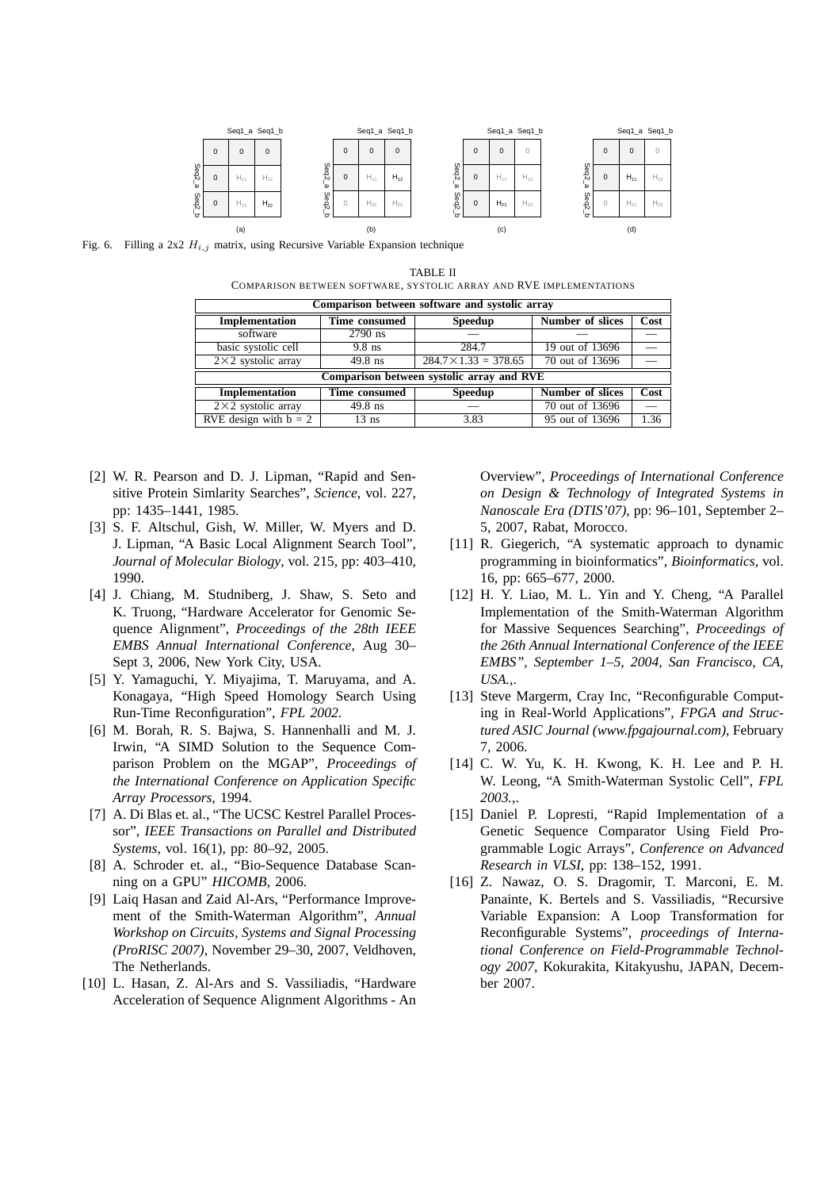Fig. 6. Filling a 2x2 $H_{i,j}$ matrix, using Recursive Variable Expansion technique

TABLE II

COMPARISON BETWEEN SOFTWARE, SYSTOLIC ARRAY AND RVE IMPLEMENTATIONS

| Comparison between software and systolic array | | | | |
|---|---|---|---|---|
| **Implementation** | **Time consumed** | **Speedup** | **Number of slices** | **Cost** |
| software | 2790 ns | — | — | — |
| basic systolic cell | 9.8 ns | 284.7 | 19 out of 13696 | — |
| $2\times2$ systolic array | 49.8 ns | $284.7\times1.33 = 378.65$ | 70 out of 13696 | — |
| **Comparison between systolic array and RVE** | | | | |
| **Implementation** | **Time consumed** | **Speedup** | **Number of slices** | **Cost** |
| $2\times2$ systolic array | 49.8 ns | — | 70 out of 13696 | — |
| RVE design with b = 2 | 13 ns | 3.83 | 95 out of 13696 | 1.36 |

[2] W. R. Pearson and D. J. Lipman, "Rapid and Sensitive Protein Simlarity Searches", *Science*, vol. 227, pp: 1435–1441, 1985.

[3] S. F. Altschul, Gish, W. Miller, W. Myers and D. J. Lipman, "A Basic Local Alignment Search Tool", *Journal of Molecular Biology*, vol. 215, pp: 403–410, 1990.

[4] J. Chiang, M. Studniberg, J. Shaw, S. Seto and K. Truong, "Hardware Accelerator for Genomic Sequence Alignment", *Proceedings of the 28th IEEE EMBS Annual International Conference*, Aug 30–Sept 3, 2006, New York City, USA.

[5] Y. Yamaguchi, Y. Miyajima, T. Maruyama, and A. Konagaya, "High Speed Homology Search Using Run-Time Reconfiguration", *FPL 2002*.

[6] M. Borah, R. S. Bajwa, S. Hannenhalli and M. J. Irwin, "A SIMD Solution to the Sequence Comparison Problem on the MGAP", *Proceedings of the International Conference on Application Specific Array Processors*, 1994.

[7] A. Di Blas et. al., "The UCSC Kestrel Parallel Processor", *IEEE Transactions on Parallel and Distributed Systems*, vol. 16(1), pp: 80–92, 2005.

[8] A. Schroder et. al., "Bio-Sequence Database Scanning on a GPU" *HICOMB*, 2006.

[9] Laiq Hasan and Zaid Al-Ars, "Performance Improvement of the Smith-Waterman Algorithm", *Annual Workshop on Circuits, Systems and Signal Processing (ProRISC 2007)*, November 29–30, 2007, Veldhoven, The Netherlands.

[10] L. Hasan, Z. Al-Ars and S. Vassiliadis, "Hardware Acceleration of Sequence Alignment Algorithms - An Overview", *Proceedings of International Conference on Design & Technology of Integrated Systems in Nanoscale Era (DTIS'07)*, pp: 96–101, September 2–5, 2007, Rabat, Morocco.

[11] R. Giegerich, "A systematic approach to dynamic programming in bioinformatics", *Bioinformatics*, vol. 16, pp: 665–677, 2000.

[12] H. Y. Liao, M. L. Yin and Y. Cheng, "A Parallel Implementation of the Smith-Waterman Algorithm for Massive Sequences Searching", *Proceedings of the 26th Annual International Conference of the IEEE EMBS", September 1–5, 2004, San Francisco, CA, USA.*,.

[13] Steve Margerm, Cray Inc, "Reconfigurable Computing in Real-World Applications", *FPGA and Structured ASIC Journal (www.fpgajournal.com)*, February 7, 2006.

[14] C. W. Yu, K. H. Kwong, K. H. Lee and P. H. W. Leong, "A Smith-Waterman Systolic Cell", *FPL 2003.*,.

[15] Daniel P. Lopresti, "Rapid Implementation of a Genetic Sequence Comparator Using Field Programmable Logic Arrays", *Conference on Advanced Research in VLSI*, pp: 138–152, 1991.

[16] Z. Nawaz, O. S. Dragomir, T. Marconi, E. M. Panainte, K. Bertels and S. Vassiliadis, "Recursive Variable Expansion: A Loop Transformation for Reconfigurable Systems", *proceedings of International Conference on Field-Programmable Technology 2007*, Kokurakita, Kitakyushu, JAPAN, December 2007.